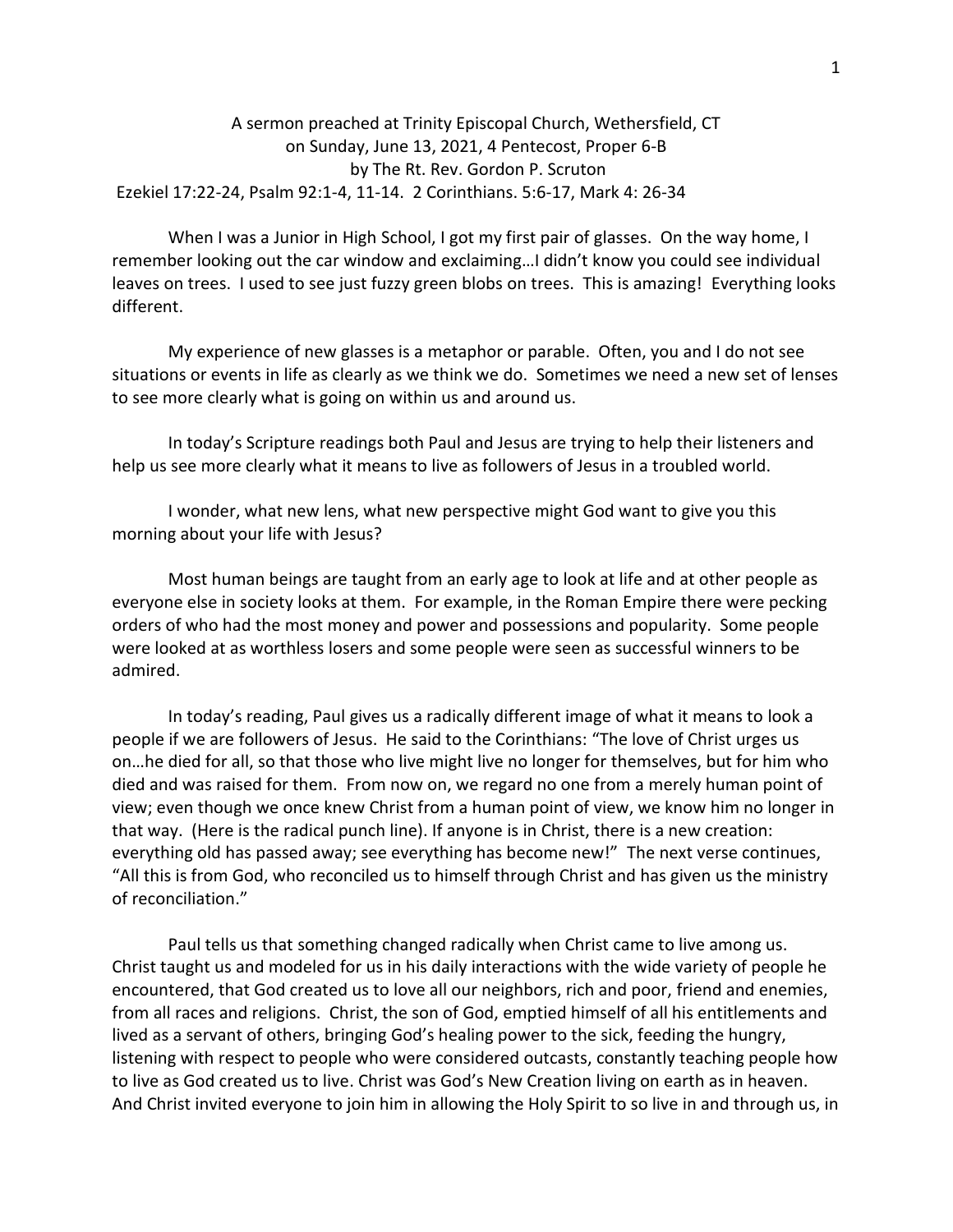A sermon preached at Trinity Episcopal Church, Wethersfield, CT
on Sunday, June 13, 2021, 4 Pentecost, Proper 6-B
by The Rt. Rev. Gordon P. Scruton
Ezekiel 17:22-24, Psalm 92:1-4, 11-14. 2 Corinthians. 5:6-17, Mark 4: 26-34

When I was a Junior in High School, I got my first pair of glasses. On the way home, I remember looking out the car window and exclaiming…I didn't know you could see individual leaves on trees. I used to see just fuzzy green blobs on trees. This is amazing! Everything looks different.

My experience of new glasses is a metaphor or parable. Often, you and I do not see situations or events in life as clearly as we think we do. Sometimes we need a new set of lenses to see more clearly what is going on within us and around us.

In today's Scripture readings both Paul and Jesus are trying to help their listeners and help us see more clearly what it means to live as followers of Jesus in a troubled world.

I wonder, what new lens, what new perspective might God want to give you this morning about your life with Jesus?

Most human beings are taught from an early age to look at life and at other people as everyone else in society looks at them. For example, in the Roman Empire there were pecking orders of who had the most money and power and possessions and popularity. Some people were looked at as worthless losers and some people were seen as successful winners to be admired.

In today's reading, Paul gives us a radically different image of what it means to look a people if we are followers of Jesus. He said to the Corinthians: "The love of Christ urges us on…he died for all, so that those who live might live no longer for themselves, but for him who died and was raised for them. From now on, we regard no one from a merely human point of view; even though we once knew Christ from a human point of view, we know him no longer in that way. (Here is the radical punch line). If anyone is in Christ, there is a new creation: everything old has passed away; see everything has become new!" The next verse continues, "All this is from God, who reconciled us to himself through Christ and has given us the ministry of reconciliation."

Paul tells us that something changed radically when Christ came to live among us. Christ taught us and modeled for us in his daily interactions with the wide variety of people he encountered, that God created us to love all our neighbors, rich and poor, friend and enemies, from all races and religions. Christ, the son of God, emptied himself of all his entitlements and lived as a servant of others, bringing God's healing power to the sick, feeding the hungry, listening with respect to people who were considered outcasts, constantly teaching people how to live as God created us to live. Christ was God's New Creation living on earth as in heaven. And Christ invited everyone to join him in allowing the Holy Spirit to so live in and through us, in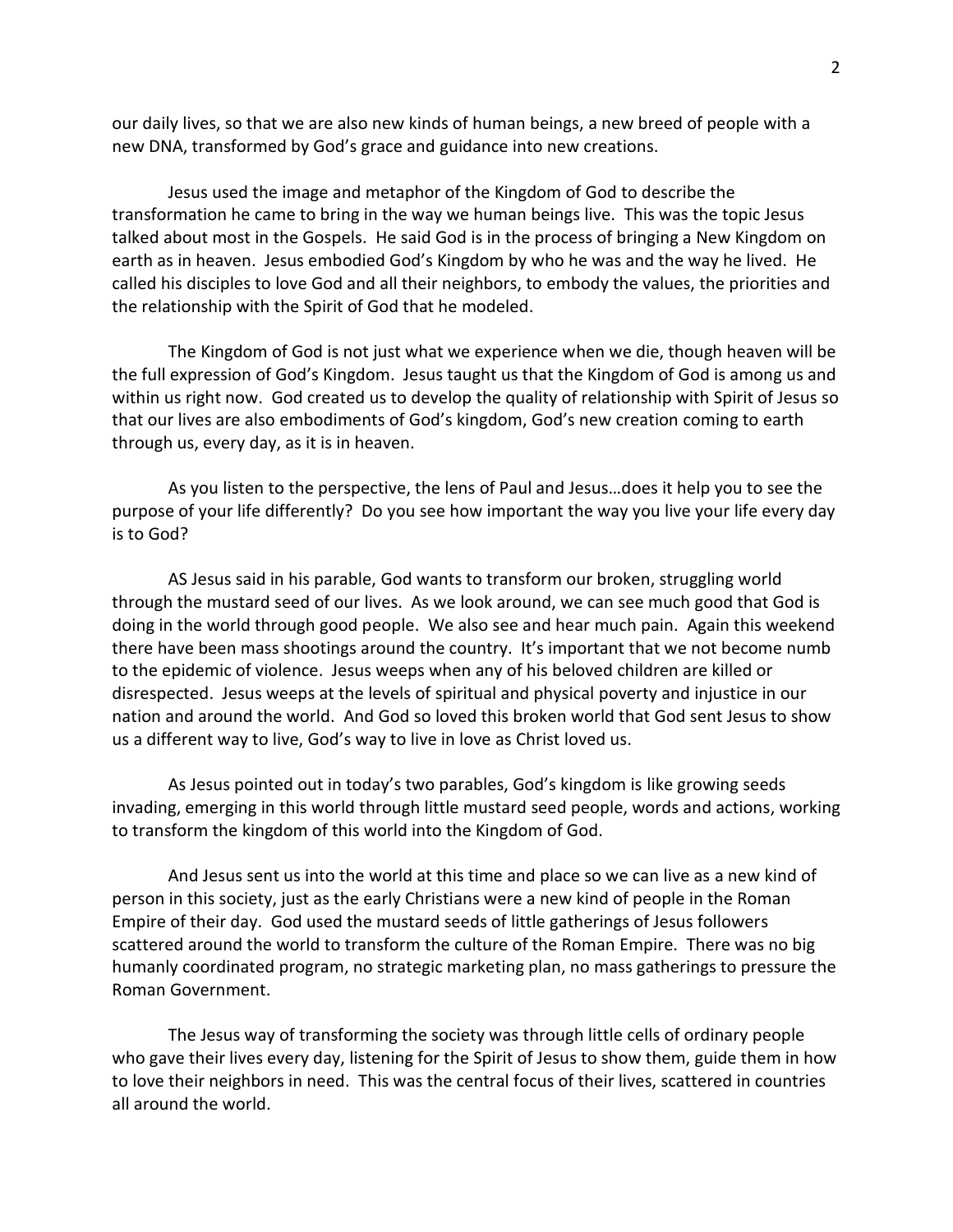our daily lives, so that we are also new kinds of human beings, a new breed of people with a new DNA, transformed by God's grace and guidance into new creations.

Jesus used the image and metaphor of the Kingdom of God to describe the transformation he came to bring in the way we human beings live. This was the topic Jesus talked about most in the Gospels. He said God is in the process of bringing a New Kingdom on earth as in heaven. Jesus embodied God's Kingdom by who he was and the way he lived. He called his disciples to love God and all their neighbors, to embody the values, the priorities and the relationship with the Spirit of God that he modeled.

The Kingdom of God is not just what we experience when we die, though heaven will be the full expression of God's Kingdom. Jesus taught us that the Kingdom of God is among us and within us right now. God created us to develop the quality of relationship with Spirit of Jesus so that our lives are also embodiments of God's kingdom, God's new creation coming to earth through us, every day, as it is in heaven.

As you listen to the perspective, the lens of Paul and Jesus…does it help you to see the purpose of your life differently? Do you see how important the way you live your life every day is to God?

AS Jesus said in his parable, God wants to transform our broken, struggling world through the mustard seed of our lives. As we look around, we can see much good that God is doing in the world through good people. We also see and hear much pain. Again this weekend there have been mass shootings around the country. It's important that we not become numb to the epidemic of violence. Jesus weeps when any of his beloved children are killed or disrespected. Jesus weeps at the levels of spiritual and physical poverty and injustice in our nation and around the world. And God so loved this broken world that God sent Jesus to show us a different way to live, God's way to live in love as Christ loved us.

As Jesus pointed out in today's two parables, God's kingdom is like growing seeds invading, emerging in this world through little mustard seed people, words and actions, working to transform the kingdom of this world into the Kingdom of God.

And Jesus sent us into the world at this time and place so we can live as a new kind of person in this society, just as the early Christians were a new kind of people in the Roman Empire of their day. God used the mustard seeds of little gatherings of Jesus followers scattered around the world to transform the culture of the Roman Empire. There was no big humanly coordinated program, no strategic marketing plan, no mass gatherings to pressure the Roman Government.

The Jesus way of transforming the society was through little cells of ordinary people who gave their lives every day, listening for the Spirit of Jesus to show them, guide them in how to love their neighbors in need. This was the central focus of their lives, scattered in countries all around the world.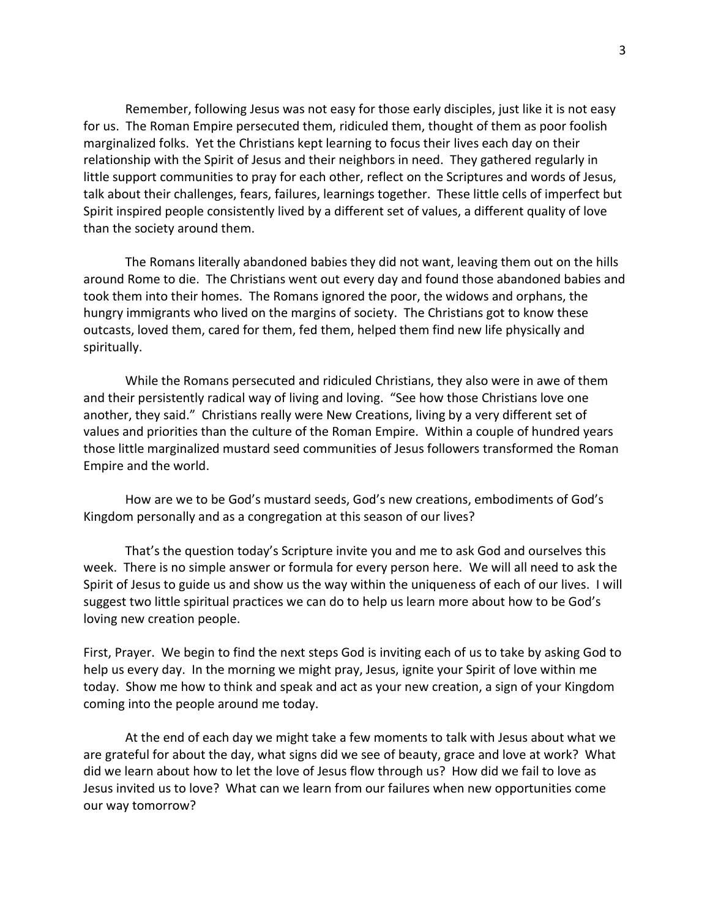Remember, following Jesus was not easy for those early disciples, just like it is not easy for us. The Roman Empire persecuted them, ridiculed them, thought of them as poor foolish marginalized folks. Yet the Christians kept learning to focus their lives each day on their relationship with the Spirit of Jesus and their neighbors in need. They gathered regularly in little support communities to pray for each other, reflect on the Scriptures and words of Jesus, talk about their challenges, fears, failures, learnings together. These little cells of imperfect but Spirit inspired people consistently lived by a different set of values, a different quality of love than the society around them.

The Romans literally abandoned babies they did not want, leaving them out on the hills around Rome to die. The Christians went out every day and found those abandoned babies and took them into their homes. The Romans ignored the poor, the widows and orphans, the hungry immigrants who lived on the margins of society. The Christians got to know these outcasts, loved them, cared for them, fed them, helped them find new life physically and spiritually.

While the Romans persecuted and ridiculed Christians, they also were in awe of them and their persistently radical way of living and loving. "See how those Christians love one another, they said." Christians really were New Creations, living by a very different set of values and priorities than the culture of the Roman Empire. Within a couple of hundred years those little marginalized mustard seed communities of Jesus followers transformed the Roman Empire and the world.

How are we to be God's mustard seeds, God's new creations, embodiments of God's Kingdom personally and as a congregation at this season of our lives?

That's the question today's Scripture invite you and me to ask God and ourselves this week. There is no simple answer or formula for every person here. We will all need to ask the Spirit of Jesus to guide us and show us the way within the uniqueness of each of our lives. I will suggest two little spiritual practices we can do to help us learn more about how to be God's loving new creation people.

First, Prayer. We begin to find the next steps God is inviting each of us to take by asking God to help us every day. In the morning we might pray, Jesus, ignite your Spirit of love within me today. Show me how to think and speak and act as your new creation, a sign of your Kingdom coming into the people around me today.

At the end of each day we might take a few moments to talk with Jesus about what we are grateful for about the day, what signs did we see of beauty, grace and love at work? What did we learn about how to let the love of Jesus flow through us? How did we fail to love as Jesus invited us to love? What can we learn from our failures when new opportunities come our way tomorrow?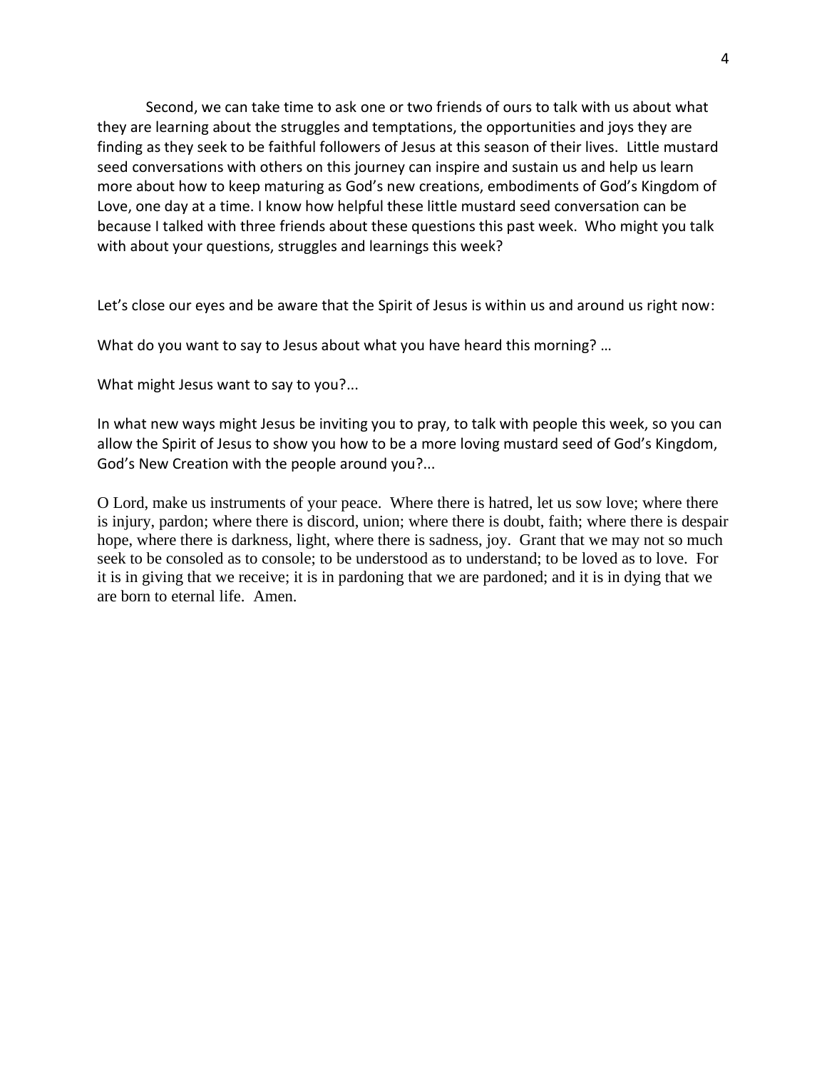Second, we can take time to ask one or two friends of ours to talk with us about what they are learning about the struggles and temptations, the opportunities and joys they are finding as they seek to be faithful followers of Jesus at this season of their lives. Little mustard seed conversations with others on this journey can inspire and sustain us and help us learn more about how to keep maturing as God's new creations, embodiments of God's Kingdom of Love, one day at a time. I know how helpful these little mustard seed conversation can be because I talked with three friends about these questions this past week. Who might you talk with about your questions, struggles and learnings this week?

Let's close our eyes and be aware that the Spirit of Jesus is within us and around us right now:

What do you want to say to Jesus about what you have heard this morning? …

What might Jesus want to say to you?...

In what new ways might Jesus be inviting you to pray, to talk with people this week, so you can allow the Spirit of Jesus to show you how to be a more loving mustard seed of God's Kingdom, God's New Creation with the people around you?...

O Lord, make us instruments of your peace. Where there is hatred, let us sow love; where there is injury, pardon; where there is discord, union; where there is doubt, faith; where there is despair hope, where there is darkness, light, where there is sadness, joy. Grant that we may not so much seek to be consoled as to console; to be understood as to understand; to be loved as to love. For it is in giving that we receive; it is in pardoning that we are pardoned; and it is in dying that we are born to eternal life. Amen.